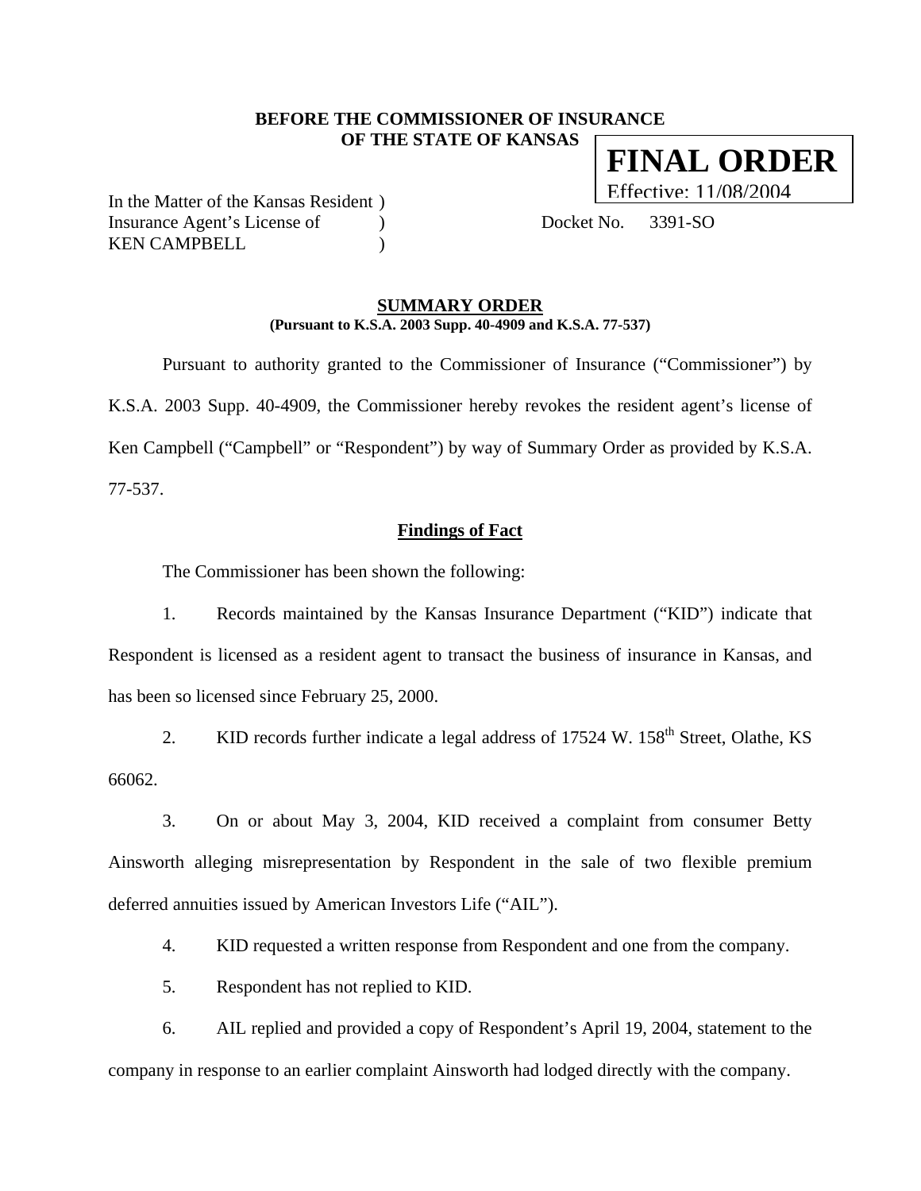**BEFORE THE COMMISSIONER OF INSURANCE OF THE STATE OF KANSAS**

**FINAL ORDER**
Effective: 11/08/2004

In the Matter of the Kansas Resident )
Insurance Agent's License of )
KEN CAMPBELL )

Docket No. 3391-SO

## SUMMARY ORDER

**(Pursuant to K.S.A. 2003 Supp. 40-4909 and K.S.A. 77-537)**

Pursuant to authority granted to the Commissioner of Insurance ("Commissioner") by K.S.A. 2003 Supp. 40-4909, the Commissioner hereby revokes the resident agent's license of Ken Campbell ("Campbell" or "Respondent") by way of Summary Order as provided by K.S.A. 77-537.

### Findings of Fact

The Commissioner has been shown the following:

1. Records maintained by the Kansas Insurance Department ("KID") indicate that Respondent is licensed as a resident agent to transact the business of insurance in Kansas, and has been so licensed since February 25, 2000.

2. KID records further indicate a legal address of 17524 W. 158th Street, Olathe, KS 66062.

3. On or about May 3, 2004, KID received a complaint from consumer Betty Ainsworth alleging misrepresentation by Respondent in the sale of two flexible premium deferred annuities issued by American Investors Life ("AIL").

4. KID requested a written response from Respondent and one from the company.

5. Respondent has not replied to KID.

6. AIL replied and provided a copy of Respondent's April 19, 2004, statement to the company in response to an earlier complaint Ainsworth had lodged directly with the company.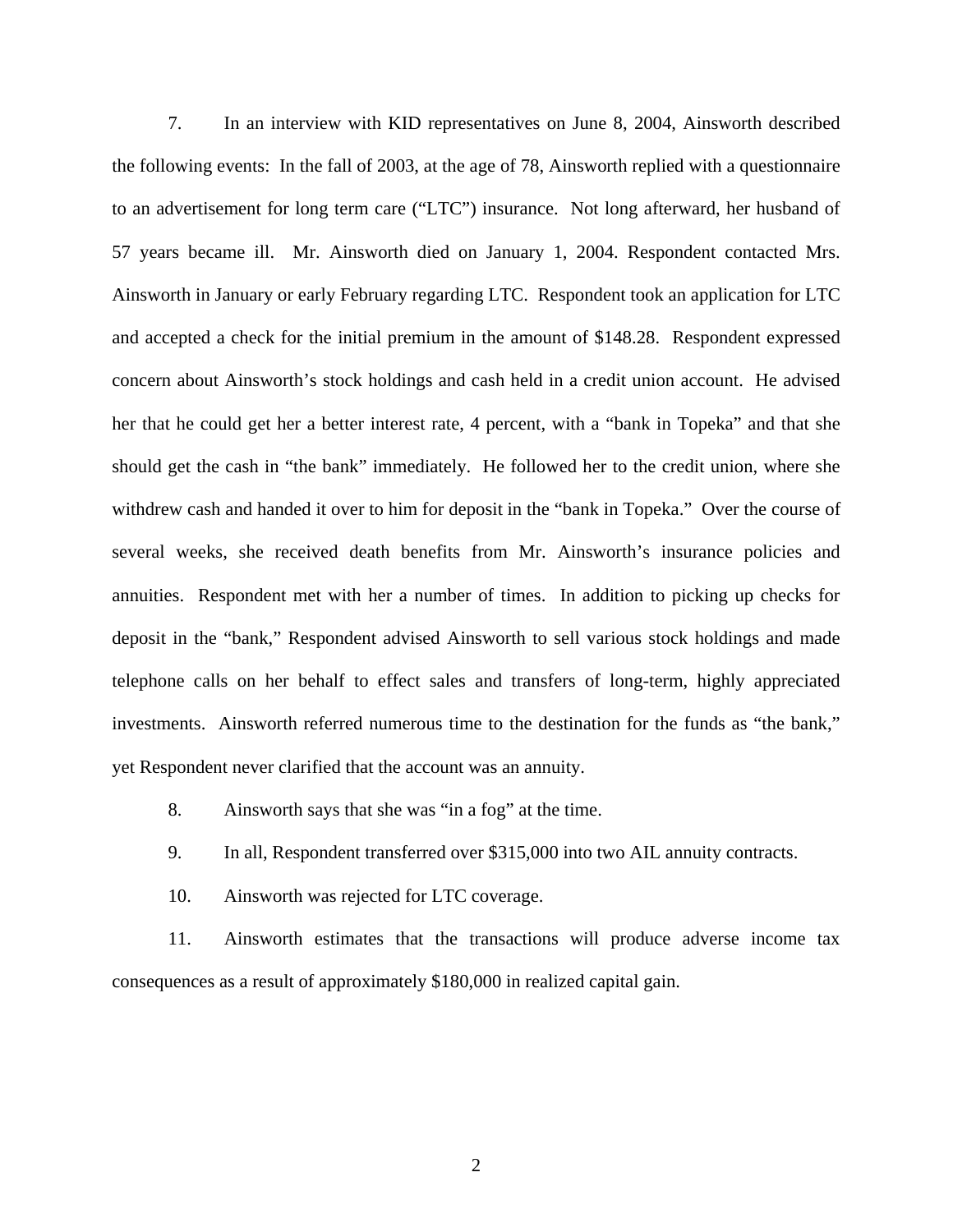7. In an interview with KID representatives on June 8, 2004, Ainsworth described the following events: In the fall of 2003, at the age of 78, Ainsworth replied with a questionnaire to an advertisement for long term care ("LTC") insurance. Not long afterward, her husband of 57 years became ill. Mr. Ainsworth died on January 1, 2004. Respondent contacted Mrs. Ainsworth in January or early February regarding LTC. Respondent took an application for LTC and accepted a check for the initial premium in the amount of $148.28. Respondent expressed concern about Ainsworth's stock holdings and cash held in a credit union account. He advised her that he could get her a better interest rate, 4 percent, with a "bank in Topeka" and that she should get the cash in "the bank" immediately. He followed her to the credit union, where she withdrew cash and handed it over to him for deposit in the "bank in Topeka." Over the course of several weeks, she received death benefits from Mr. Ainsworth's insurance policies and annuities. Respondent met with her a number of times. In addition to picking up checks for deposit in the "bank," Respondent advised Ainsworth to sell various stock holdings and made telephone calls on her behalf to effect sales and transfers of long-term, highly appreciated investments. Ainsworth referred numerous time to the destination for the funds as "the bank," yet Respondent never clarified that the account was an annuity.

8. Ainsworth says that she was "in a fog" at the time.

9. In all, Respondent transferred over $315,000 into two AIL annuity contracts.

10. Ainsworth was rejected for LTC coverage.

11. Ainsworth estimates that the transactions will produce adverse income tax consequences as a result of approximately $180,000 in realized capital gain.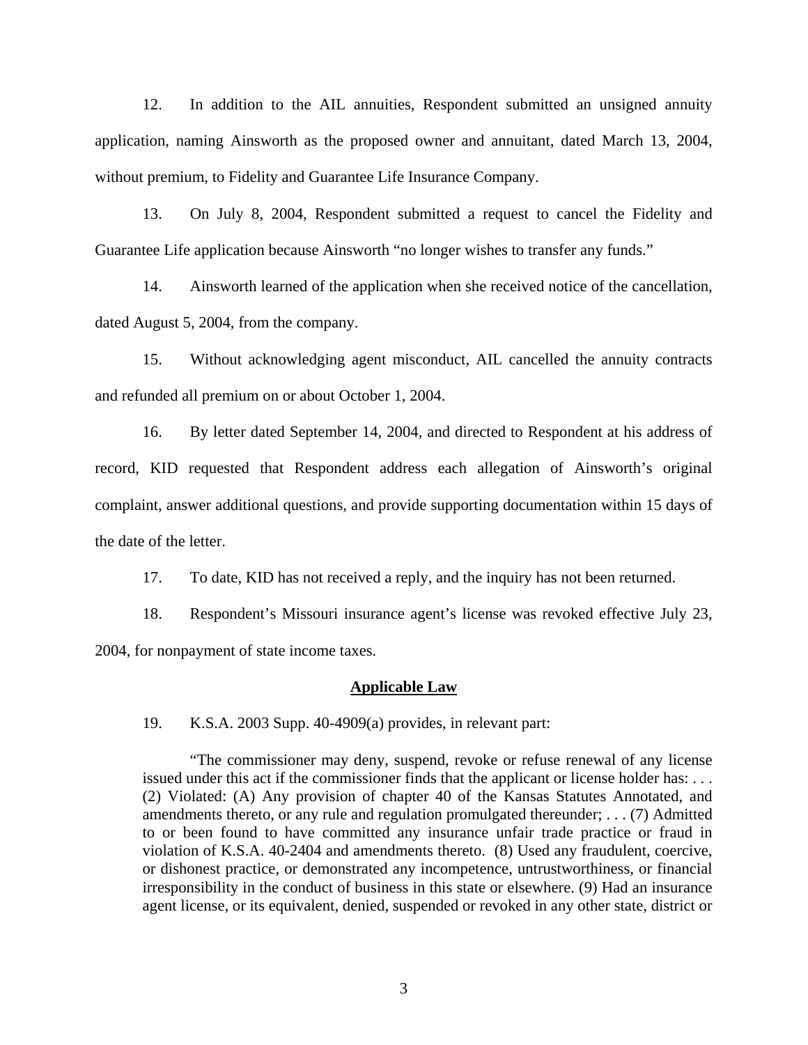12. In addition to the AIL annuities, Respondent submitted an unsigned annuity application, naming Ainsworth as the proposed owner and annuitant, dated March 13, 2004, without premium, to Fidelity and Guarantee Life Insurance Company.

13. On July 8, 2004, Respondent submitted a request to cancel the Fidelity and Guarantee Life application because Ainsworth "no longer wishes to transfer any funds."

14. Ainsworth learned of the application when she received notice of the cancellation, dated August 5, 2004, from the company.

15. Without acknowledging agent misconduct, AIL cancelled the annuity contracts and refunded all premium on or about October 1, 2004.

16. By letter dated September 14, 2004, and directed to Respondent at his address of record, KID requested that Respondent address each allegation of Ainsworth's original complaint, answer additional questions, and provide supporting documentation within 15 days of the date of the letter.

17. To date, KID has not received a reply, and the inquiry has not been returned.

18. Respondent's Missouri insurance agent's license was revoked effective July 23, 2004, for nonpayment of state income taxes.

## Applicable Law

19. K.S.A. 2003 Supp. 40-4909(a) provides, in relevant part:

> "The commissioner may deny, suspend, revoke or refuse renewal of any license issued under this act if the commissioner finds that the applicant or license holder has: . . . (2) Violated: (A) Any provision of chapter 40 of the Kansas Statutes Annotated, and amendments thereto, or any rule and regulation promulgated thereunder; . . . (7) Admitted to or been found to have committed any insurance unfair trade practice or fraud in violation of K.S.A. 40-2404 and amendments thereto. (8) Used any fraudulent, coercive, or dishonest practice, or demonstrated any incompetence, untrustworthiness, or financial irresponsibility in the conduct of business in this state or elsewhere. (9) Had an insurance agent license, or its equivalent, denied, suspended or revoked in any other state, district or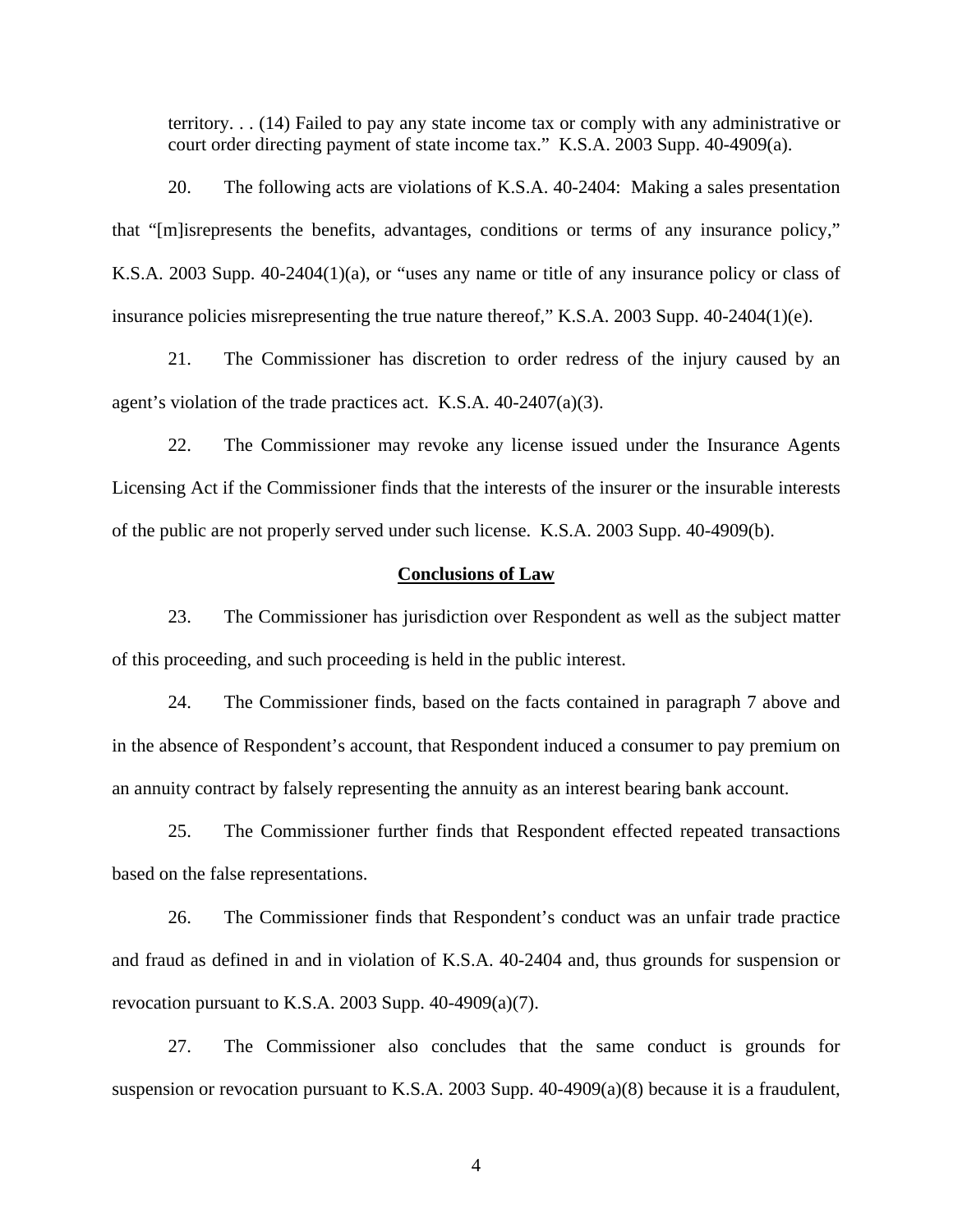territory. . . (14) Failed to pay any state income tax or comply with any administrative or court order directing payment of state income tax." K.S.A. 2003 Supp. 40-4909(a).

20. The following acts are violations of K.S.A. 40-2404: Making a sales presentation that "[m]isrepresents the benefits, advantages, conditions or terms of any insurance policy," K.S.A. 2003 Supp. 40-2404(1)(a), or "uses any name or title of any insurance policy or class of insurance policies misrepresenting the true nature thereof," K.S.A. 2003 Supp. 40-2404(1)(e).

21. The Commissioner has discretion to order redress of the injury caused by an agent's violation of the trade practices act. K.S.A. 40-2407(a)(3).

22. The Commissioner may revoke any license issued under the Insurance Agents Licensing Act if the Commissioner finds that the interests of the insurer or the insurable interests of the public are not properly served under such license. K.S.A. 2003 Supp. 40-4909(b).

## Conclusions of Law

23. The Commissioner has jurisdiction over Respondent as well as the subject matter of this proceeding, and such proceeding is held in the public interest.

24. The Commissioner finds, based on the facts contained in paragraph 7 above and in the absence of Respondent's account, that Respondent induced a consumer to pay premium on an annuity contract by falsely representing the annuity as an interest bearing bank account.

25. The Commissioner further finds that Respondent effected repeated transactions based on the false representations.

26. The Commissioner finds that Respondent's conduct was an unfair trade practice and fraud as defined in and in violation of K.S.A. 40-2404 and, thus grounds for suspension or revocation pursuant to K.S.A. 2003 Supp. 40-4909(a)(7).

27. The Commissioner also concludes that the same conduct is grounds for suspension or revocation pursuant to K.S.A. 2003 Supp. 40-4909(a)(8) because it is a fraudulent,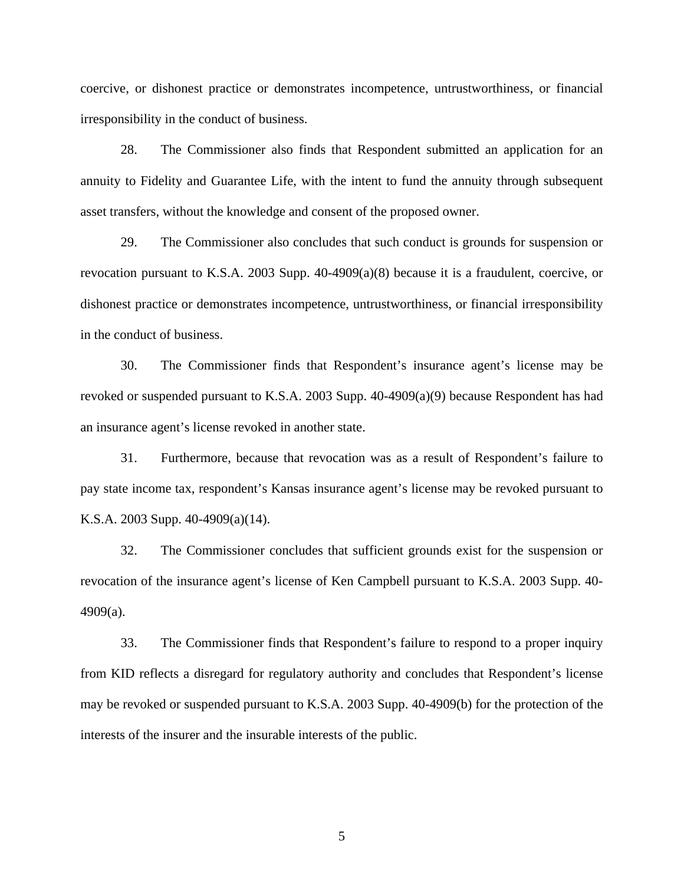coercive, or dishonest practice or demonstrates incompetence, untrustworthiness, or financial irresponsibility in the conduct of business.

28. The Commissioner also finds that Respondent submitted an application for an annuity to Fidelity and Guarantee Life, with the intent to fund the annuity through subsequent asset transfers, without the knowledge and consent of the proposed owner.

29. The Commissioner also concludes that such conduct is grounds for suspension or revocation pursuant to K.S.A. 2003 Supp. 40-4909(a)(8) because it is a fraudulent, coercive, or dishonest practice or demonstrates incompetence, untrustworthiness, or financial irresponsibility in the conduct of business.

30. The Commissioner finds that Respondent's insurance agent's license may be revoked or suspended pursuant to K.S.A. 2003 Supp. 40-4909(a)(9) because Respondent has had an insurance agent's license revoked in another state.

31. Furthermore, because that revocation was as a result of Respondent's failure to pay state income tax, respondent's Kansas insurance agent's license may be revoked pursuant to K.S.A. 2003 Supp. 40-4909(a)(14).

32. The Commissioner concludes that sufficient grounds exist for the suspension or revocation of the insurance agent's license of Ken Campbell pursuant to K.S.A. 2003 Supp. 40-4909(a).

33. The Commissioner finds that Respondent's failure to respond to a proper inquiry from KID reflects a disregard for regulatory authority and concludes that Respondent's license may be revoked or suspended pursuant to K.S.A. 2003 Supp. 40-4909(b) for the protection of the interests of the insurer and the insurable interests of the public.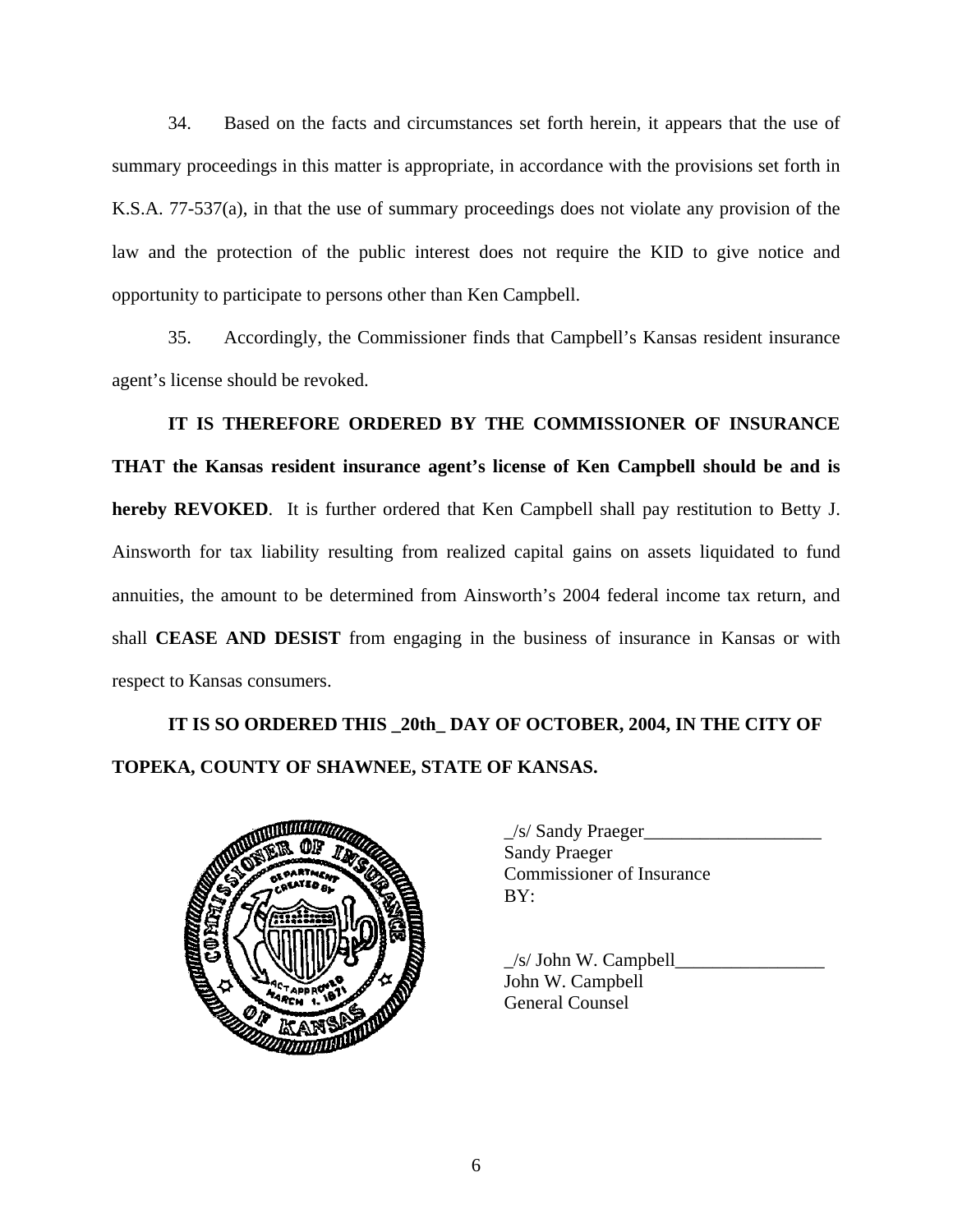34. Based on the facts and circumstances set forth herein, it appears that the use of summary proceedings in this matter is appropriate, in accordance with the provisions set forth in K.S.A. 77-537(a), in that the use of summary proceedings does not violate any provision of the law and the protection of the public interest does not require the KID to give notice and opportunity to participate to persons other than Ken Campbell.

35. Accordingly, the Commissioner finds that Campbell's Kansas resident insurance agent's license should be revoked.

**IT IS THEREFORE ORDERED BY THE COMMISSIONER OF INSURANCE THAT the Kansas resident insurance agent's license of Ken Campbell should be and is hereby REVOKED**. It is further ordered that Ken Campbell shall pay restitution to Betty J. Ainsworth for tax liability resulting from realized capital gains on assets liquidated to fund annuities, the amount to be determined from Ainsworth's 2004 federal income tax return, and shall **CEASE AND DESIST** from engaging in the business of insurance in Kansas or with respect to Kansas consumers.

**IT IS SO ORDERED THIS _20th_ DAY OF OCTOBER, 2004, IN THE CITY OF TOPEKA, COUNTY OF SHAWNEE, STATE OF KANSAS.**

_/s/ Sandy Praeger___________________
Sandy Praeger
Commissioner of Insurance
BY:

_/s/ John W. Campbell________________
John W. Campbell
General Counsel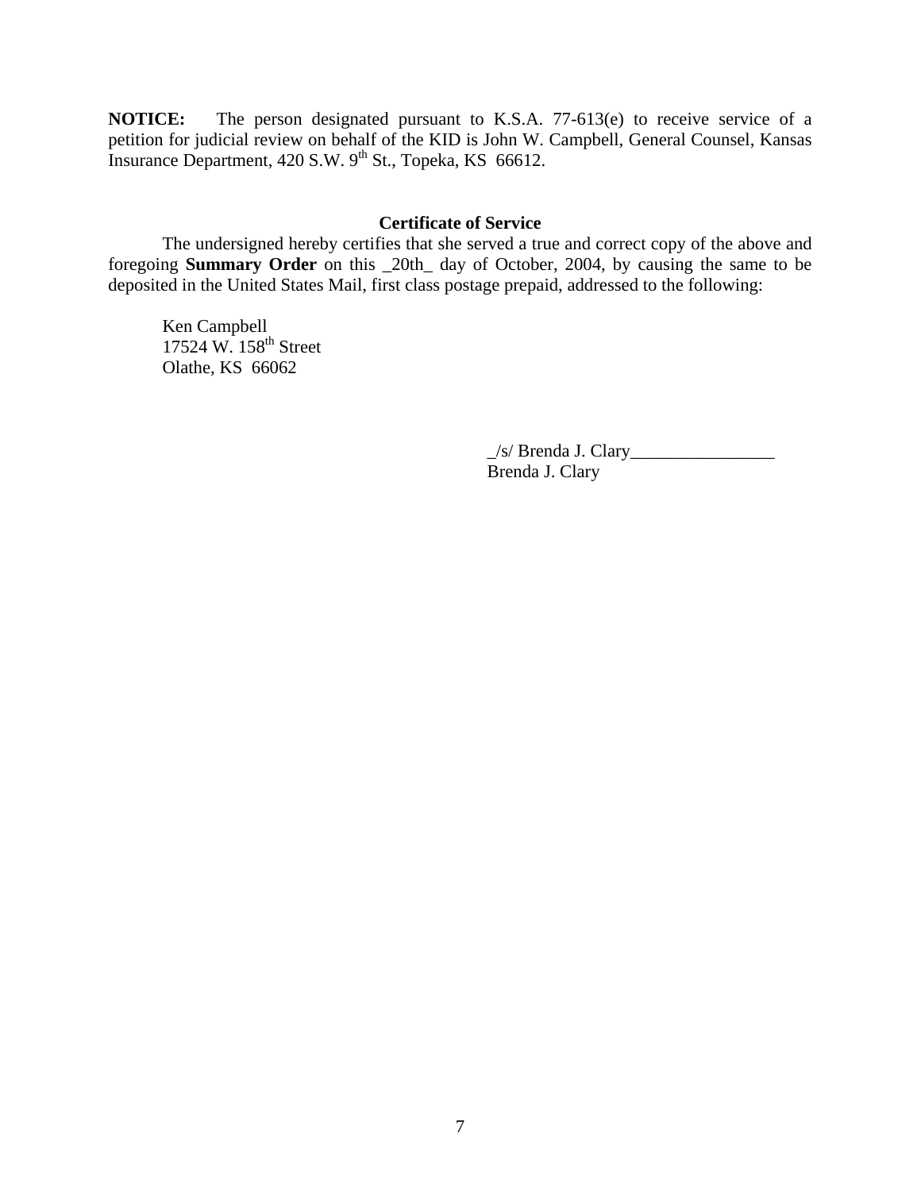**NOTICE:** The person designated pursuant to K.S.A. 77-613(e) to receive service of a petition for judicial review on behalf of the KID is John W. Campbell, General Counsel, Kansas Insurance Department, 420 S.W. 9th St., Topeka, KS 66612.

### Certificate of Service

The undersigned hereby certifies that she served a true and correct copy of the above and foregoing **Summary Order** on this _20th_ day of October, 2004, by causing the same to be deposited in the United States Mail, first class postage prepaid, addressed to the following:

Ken Campbell
17524 W. 158th Street
Olathe, KS 66062

_/s/ Brenda J. Clary________________
Brenda J. Clary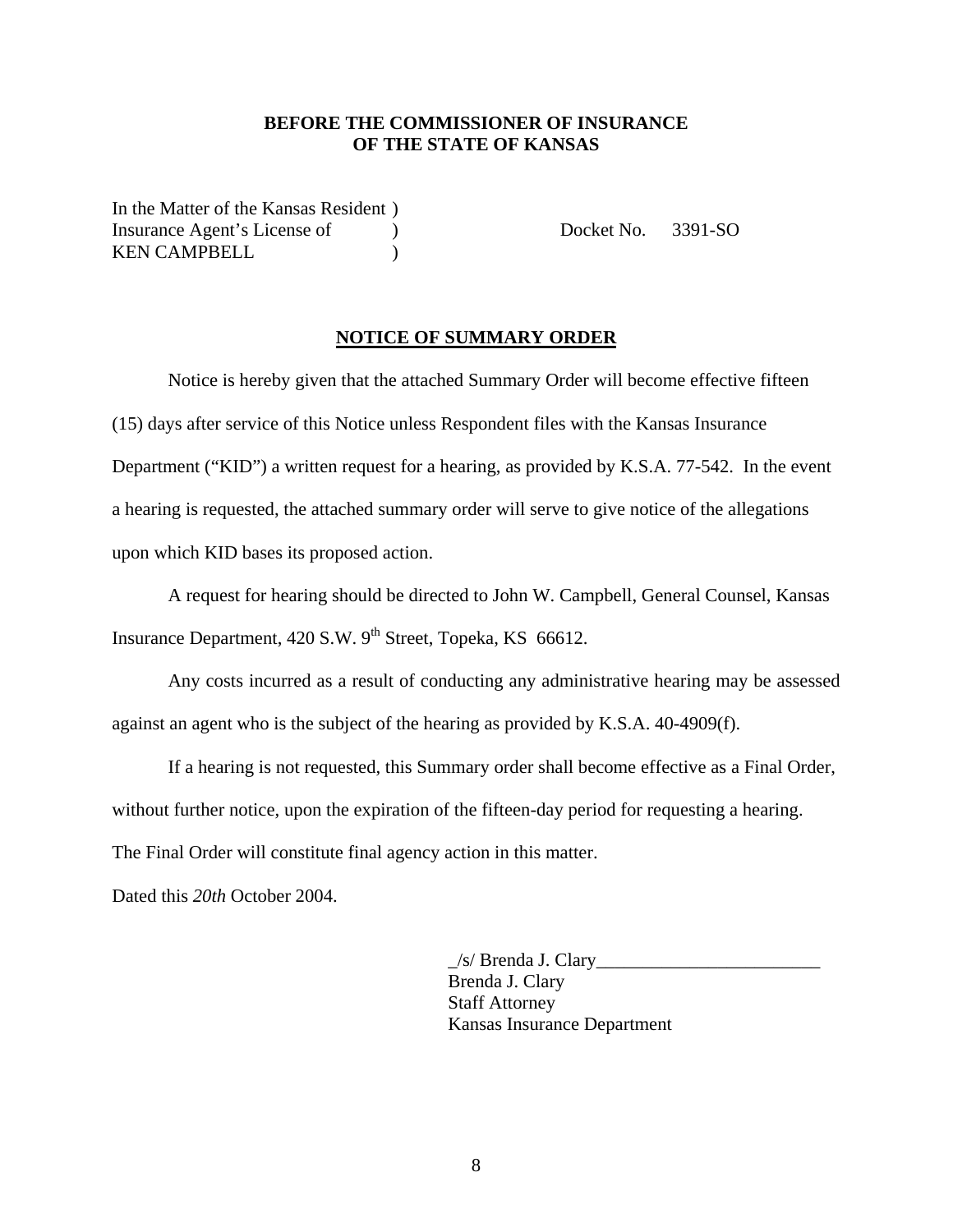**BEFORE THE COMMISSIONER OF INSURANCE**
**OF THE STATE OF KANSAS**

In the Matter of the Kansas Resident )
Insurance Agent's License of )  Docket No. 3391-SO
KEN CAMPBELL )

**NOTICE OF SUMMARY ORDER**

Notice is hereby given that the attached Summary Order will become effective fifteen (15) days after service of this Notice unless Respondent files with the Kansas Insurance Department ("KID") a written request for a hearing, as provided by K.S.A. 77-542. In the event a hearing is requested, the attached summary order will serve to give notice of the allegations upon which KID bases its proposed action.

A request for hearing should be directed to John W. Campbell, General Counsel, Kansas Insurance Department, 420 S.W. 9th Street, Topeka, KS 66612.

Any costs incurred as a result of conducting any administrative hearing may be assessed against an agent who is the subject of the hearing as provided by K.S.A. 40-4909(f).

If a hearing is not requested, this Summary order shall become effective as a Final Order, without further notice, upon the expiration of the fifteen-day period for requesting a hearing. The Final Order will constitute final agency action in this matter.

Dated this *20th* October 2004.

_/s/ Brenda J. Clary________________________
Brenda J. Clary
Staff Attorney
Kansas Insurance Department